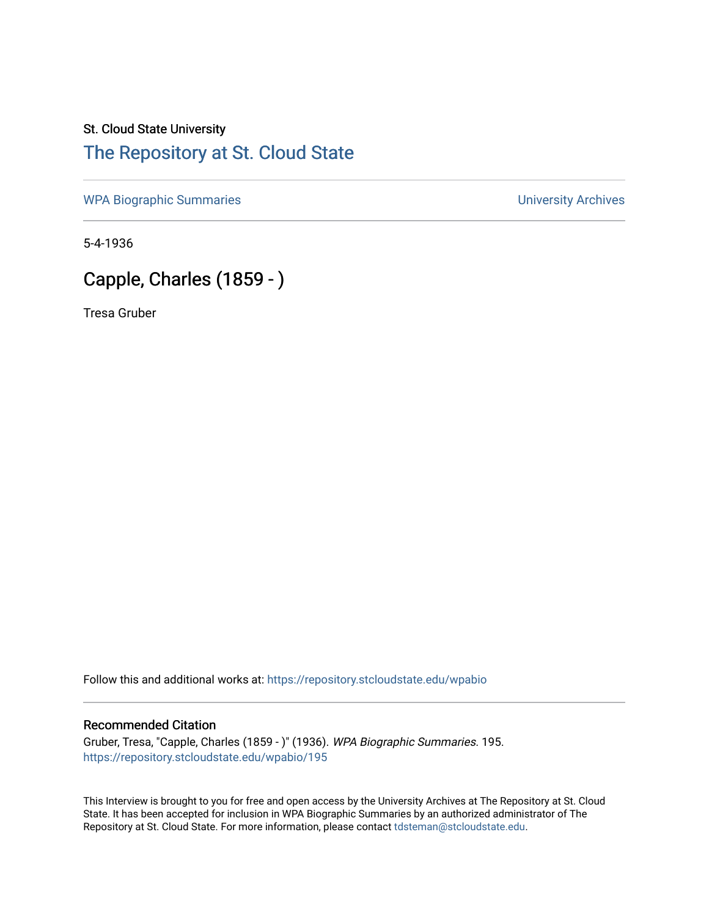St. Cloud State University

## The Repository at St. Cloud State

WPA Biographic Summaries

University Archives

5-4-1936

# Capple, Charles (1859 - )

Tresa Gruber

Follow this and additional works at: https://repository.stcloudstate.edu/wpabio

### Recommended Citation

Gruber, Tresa, "Capple, Charles (1859 - )" (1936). *WPA Biographic Summaries*. 195.
https://repository.stcloudstate.edu/wpabio/195

This Interview is brought to you for free and open access by the University Archives at The Repository at St. Cloud State. It has been accepted for inclusion in WPA Biographic Summaries by an authorized administrator of The Repository at St. Cloud State. For more information, please contact tdsteman@stcloudstate.edu.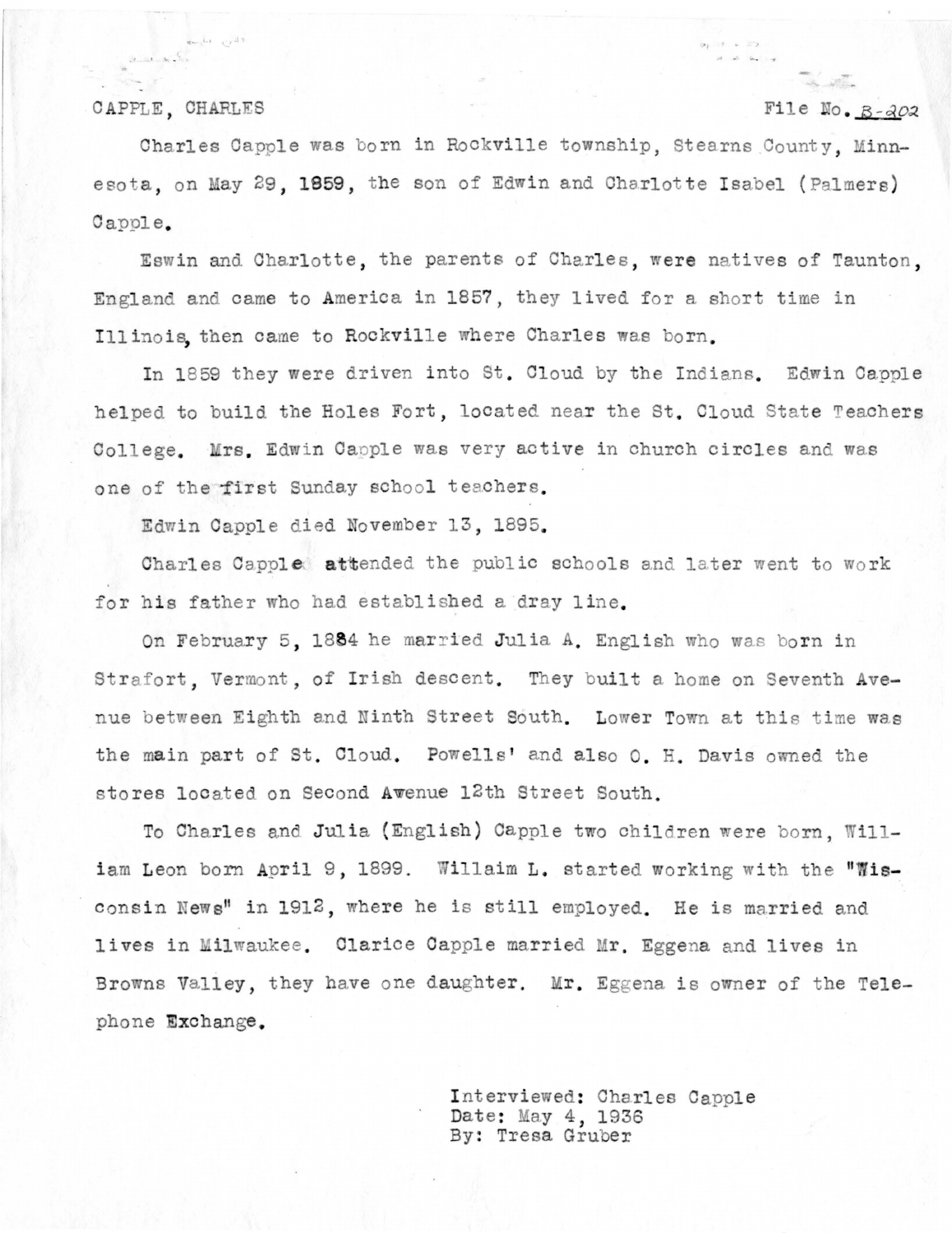CAPPLE, CHARLES File No. B-202

Charles Capple was born in Rockville township, Stearns County, Minnesota, on May 29, 1859, the son of Edwin and Charlotte Isabel (Palmers) Capple.

Eswin and Charlotte, the parents of Charles, were natives of Taunton, England and came to America in 1857, they lived for a short time in Illinois, then came to Rockville where Charles was born.

In 1859 they were driven into St. Cloud by the Indians. Edwin Capple helped to build the Holes Fort, located near the St. Cloud State Teachers College. Mrs. Edwin Capple was very active in church circles and was one of the first Sunday school teachers.

Edwin Capple died November 13, 1895.

Charles Capple attended the public schools and later went to work for his father who had established a dray line.

On February 5, 1884 he married Julia A. English who was born in Strafort, Vermont, of Irish descent. They built a home on Seventh Avenue between Eighth and Ninth Street South. Lower Town at this time was the main part of St. Cloud. Powells' and also O. H. Davis owned the stores located on Second Awenue 12th Street South.

To Charles and Julia (English) Capple two children were born, William Leon born April 9, 1899. Willaim L. started working with the "Wisconsin News" in 1912, where he is still employed. He is married and lives in Milwaukee. Clarice Capple married Mr. Eggena and lives in Browns Valley, they have one daughter. Mr. Eggena is owner of the Telephone Exchange.

Interviewed: Charles Capple
Date: May 4, 1936
By: Tresa Gruber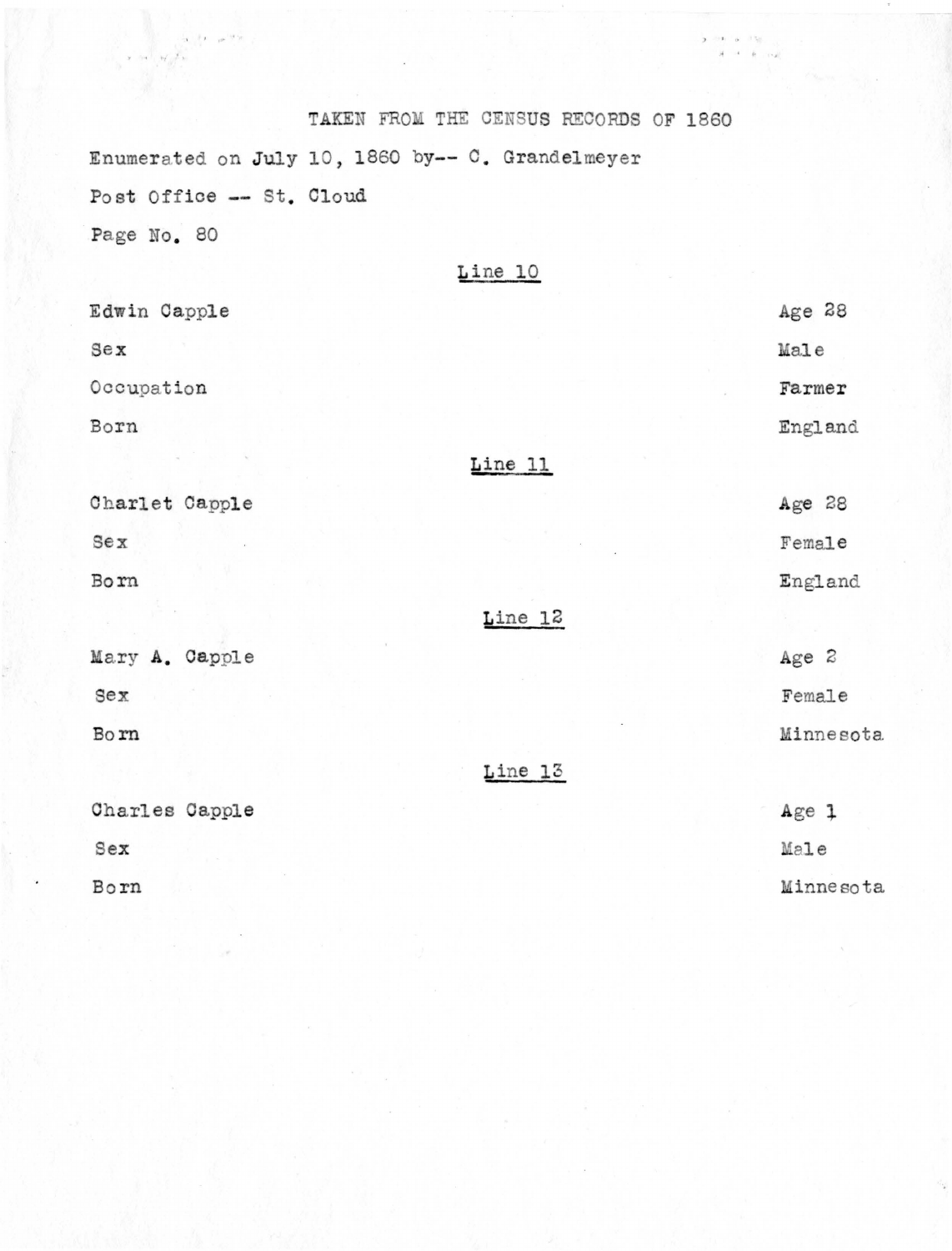TAKEN FROM THE CENSUS RECORDS OF 1860

Enumerated on July 10, 1860 by-- C. Grandelmeyer

Post Office -- St. Cloud

Page No. 80

Line 10

| | |
|---|---|
| Edwin Capple | Age 28 |
| Sex | Male |
| Occupation | Farmer |
| Born | England |

Line 11

| | |
|---|---|
| Charlet Capple | Age 28 |
| Sex | Female |
| Born | England |

Line 12

| | |
|---|---|
| Mary A. Capple | Age 2 |
| Sex | Female |
| Born | Minnesota |

Line 13

| | |
|---|---|
| Charles Capple | Age 1 |
| Sex | Male |
| Born | Minnesota |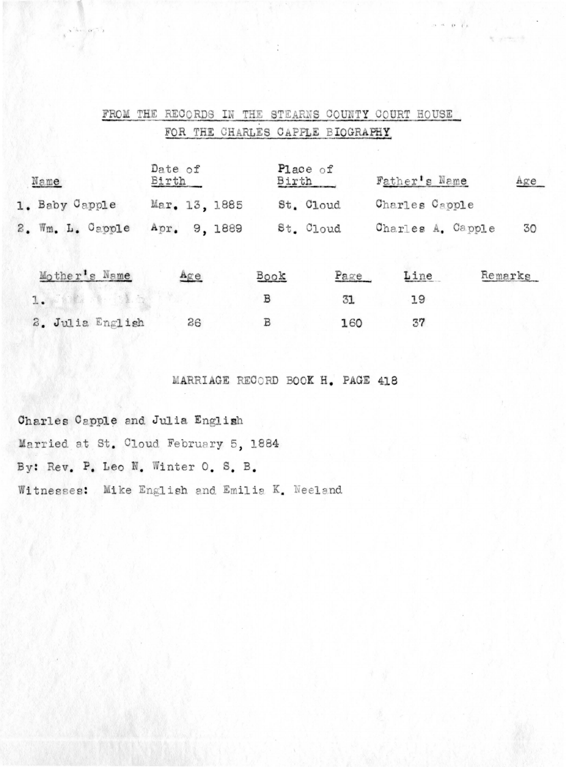FROM THE RECORDS IN THE STEARNS COUNTY COURT HOUSE
FOR THE CHARLES CAPPLE BIOGRAPHY

| Name | Date of Birth | Place of Birth | Father's Name | Age |
|---|---|---|---|---|
| 1. Baby Capple | Mar. 13, 1885 | St. Cloud | Charles Capple | |
| 2. Wm. L. Capple | Apr. 9, 1889 | St. Cloud | Charles A. Capple | 30 |

| Mother's Name | Age | Book | Page | Line | Remarks |
|---|---|---|---|---|---|
| 1. | | B | 31 | 19 | |
| 2. Julia English | 26 | B | 160 | 37 | |

MARRIAGE RECORD BOOK H. PAGE 418

Charles Capple and Julia English

Married at St. Cloud February 5, 1884

By: Rev. P. Leo N. Winter O. S. B.

Witnesses: Mike English and Emilia K. Neeland